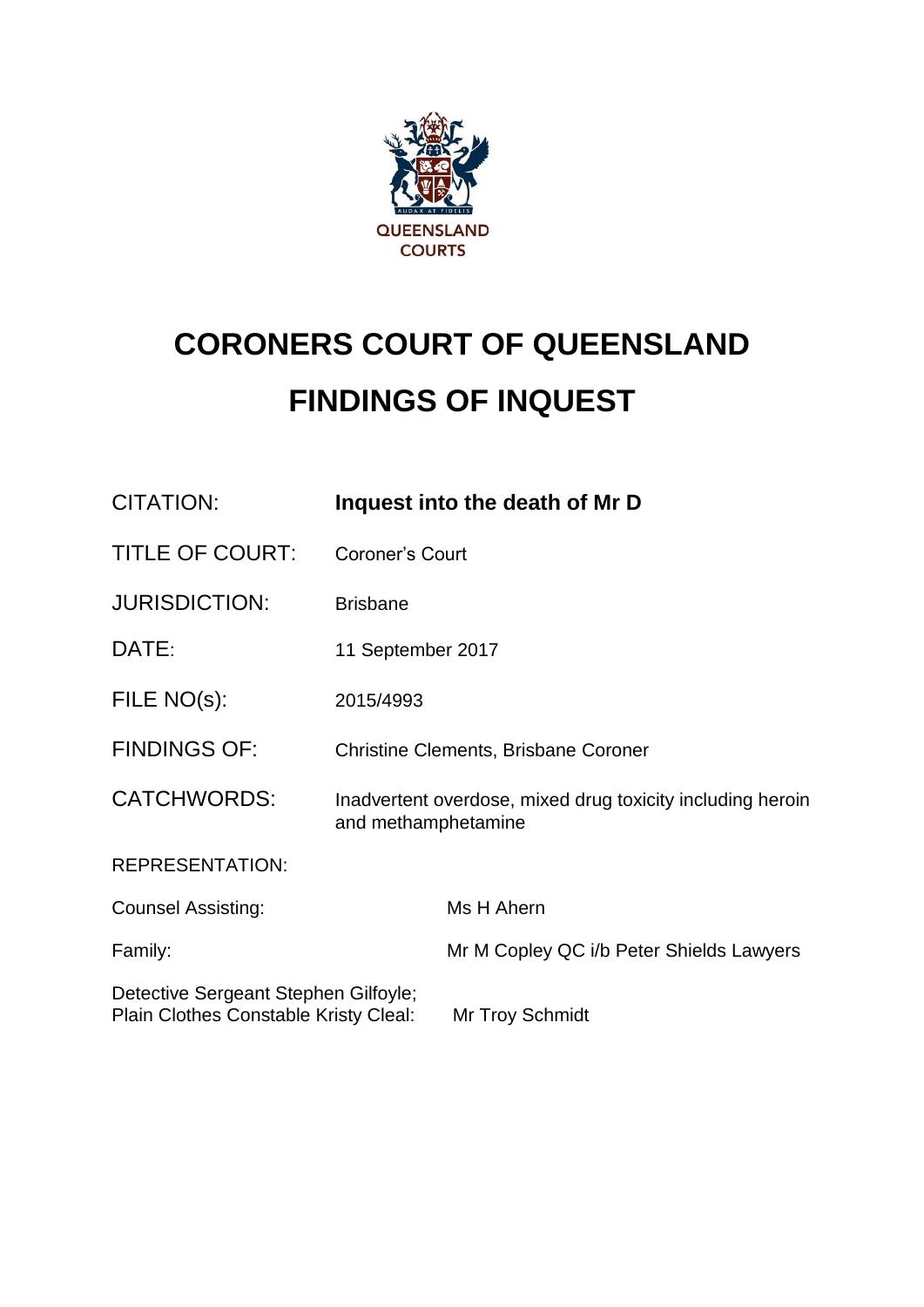QUEENSLAND COURTS

# CORONERS COURT OF QUEENSLAND

# FINDINGS OF INQUEST

| | |
|---|---|
| CITATION: | **Inquest into the death of Mr D** |
| TITLE OF COURT: | Coroner's Court |
| JURISDICTION: | Brisbane |
| DATE: | 11 September 2017 |
| FILE NO(s): | 2015/4993 |
| FINDINGS OF: | Christine Clements, Brisbane Coroner |
| CATCHWORDS: | Inadvertent overdose, mixed drug toxicity including heroin and methamphetamine |

REPRESENTATION:

| | |
|---|---|
| Counsel Assisting: | Ms H Ahern |
| Family: | Mr M Copley QC i/b Peter Shields Lawyers |
| Detective Sergeant Stephen Gilfoyle; Plain Clothes Constable Kristy Cleal: | Mr Troy Schmidt |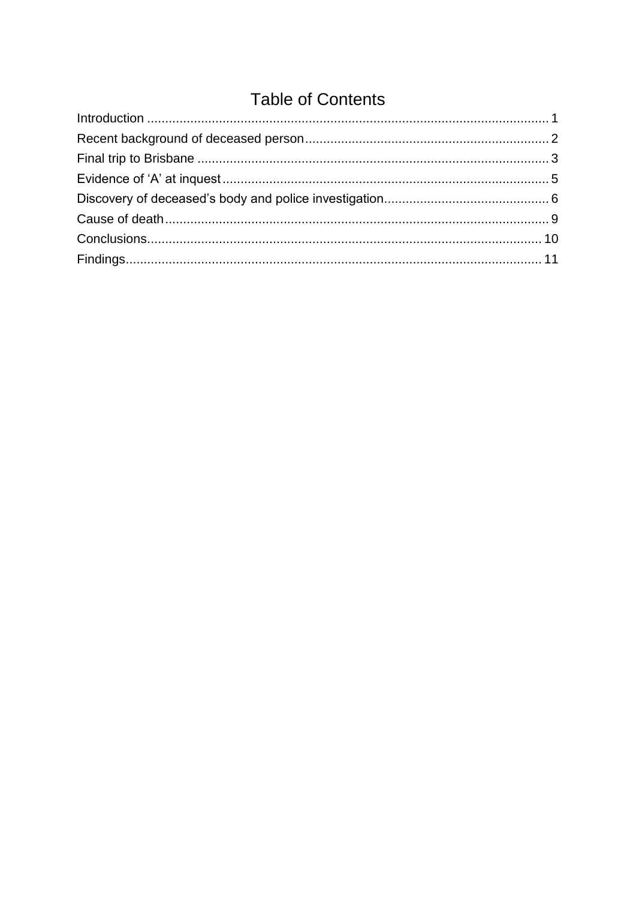# Table of Contents

Introduction ............................................................................................................ 1
Recent background of deceased person.................................................................... 2
Final trip to Brisbane ................................................................................................ 3
Evidence of 'A' at inquest.......................................................................................... 5
Discovery of deceased's body and police investigation............................................. 6
Cause of death.......................................................................................................... 9
Conclusions............................................................................................................. 10
Findings................................................................................................................... 11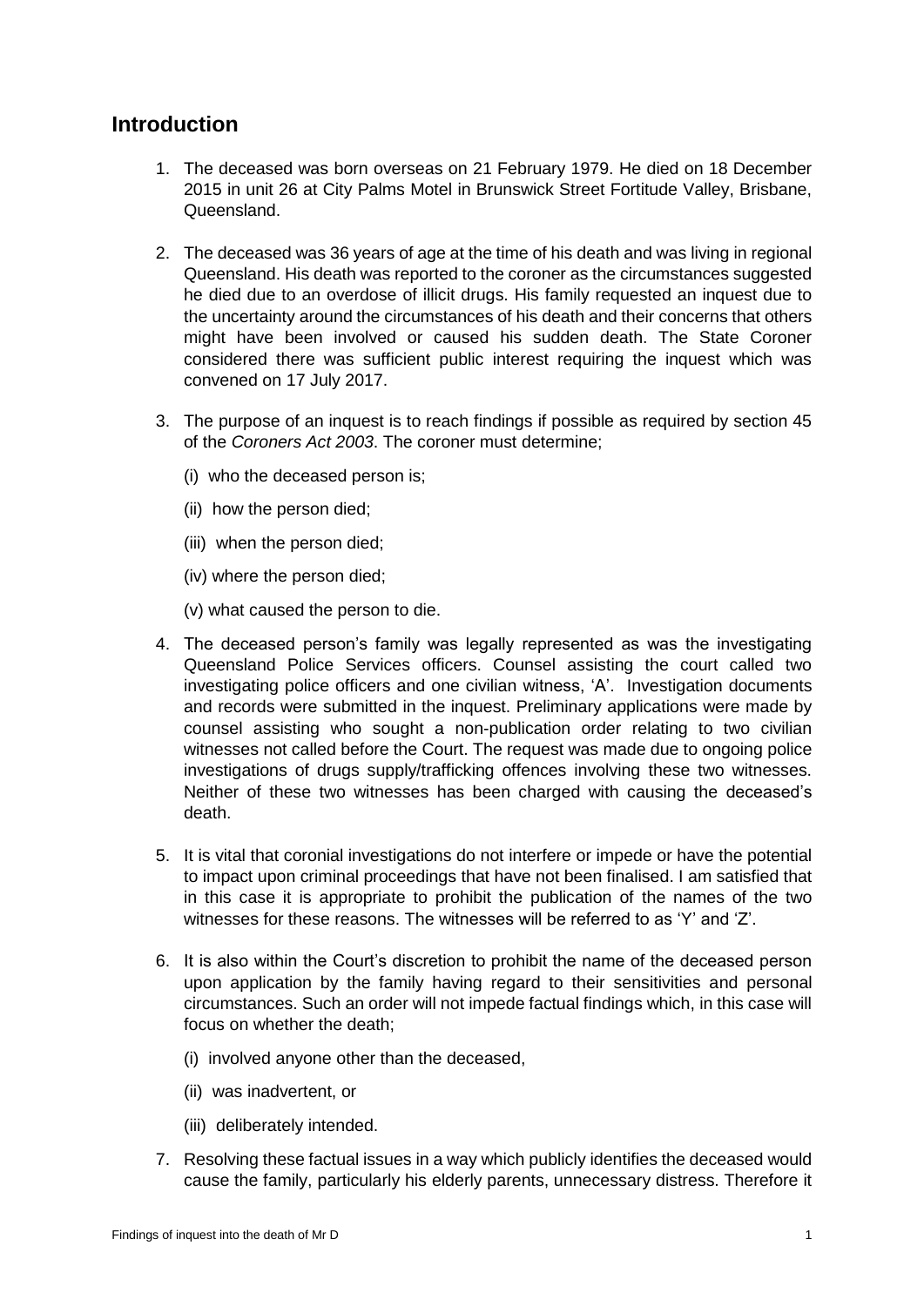## Introduction

1. The deceased was born overseas on 21 February 1979. He died on 18 December 2015 in unit 26 at City Palms Motel in Brunswick Street Fortitude Valley, Brisbane, Queensland.

2. The deceased was 36 years of age at the time of his death and was living in regional Queensland. His death was reported to the coroner as the circumstances suggested he died due to an overdose of illicit drugs. His family requested an inquest due to the uncertainty around the circumstances of his death and their concerns that others might have been involved or caused his sudden death. The State Coroner considered there was sufficient public interest requiring the inquest which was convened on 17 July 2017.

3. The purpose of an inquest is to reach findings if possible as required by section 45 of the *Coroners Act 2003*. The coroner must determine;

   (i) who the deceased person is;

   (ii) how the person died;

   (iii) when the person died;

   (iv) where the person died;

   (v) what caused the person to die.

4. The deceased person's family was legally represented as was the investigating Queensland Police Services officers. Counsel assisting the court called two investigating police officers and one civilian witness, 'A'. Investigation documents and records were submitted in the inquest. Preliminary applications were made by counsel assisting who sought a non-publication order relating to two civilian witnesses not called before the Court. The request was made due to ongoing police investigations of drugs supply/trafficking offences involving these two witnesses. Neither of these two witnesses has been charged with causing the deceased's death.

5. It is vital that coronial investigations do not interfere or impede or have the potential to impact upon criminal proceedings that have not been finalised. I am satisfied that in this case it is appropriate to prohibit the publication of the names of the two witnesses for these reasons. The witnesses will be referred to as 'Y' and 'Z'.

6. It is also within the Court's discretion to prohibit the name of the deceased person upon application by the family having regard to their sensitivities and personal circumstances. Such an order will not impede factual findings which, in this case will focus on whether the death;

   (i) involved anyone other than the deceased,

   (ii) was inadvertent, or

   (iii) deliberately intended.

7. Resolving these factual issues in a way which publicly identifies the deceased would cause the family, particularly his elderly parents, unnecessary distress. Therefore it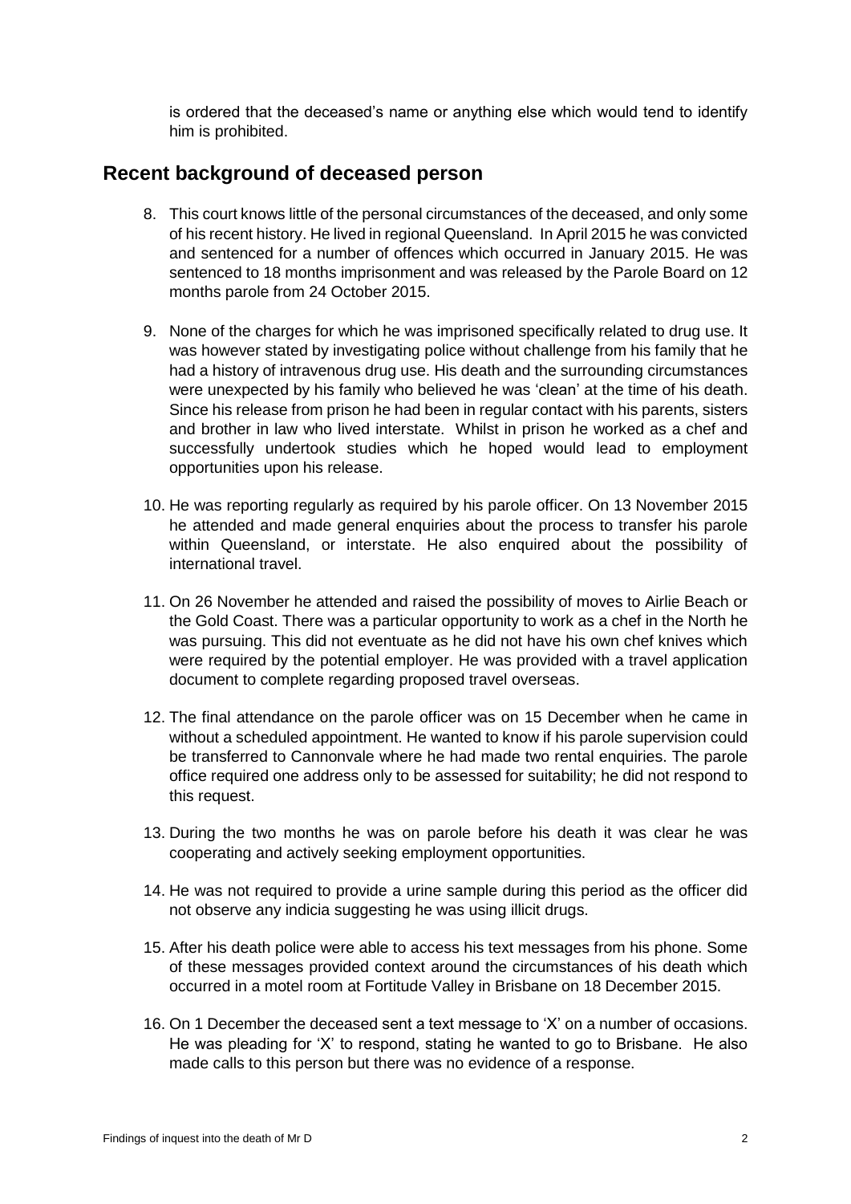is ordered that the deceased's name or anything else which would tend to identify him is prohibited.

## Recent background of deceased person

8. This court knows little of the personal circumstances of the deceased, and only some of his recent history. He lived in regional Queensland. In April 2015 he was convicted and sentenced for a number of offences which occurred in January 2015. He was sentenced to 18 months imprisonment and was released by the Parole Board on 12 months parole from 24 October 2015.

9. None of the charges for which he was imprisoned specifically related to drug use. It was however stated by investigating police without challenge from his family that he had a history of intravenous drug use. His death and the surrounding circumstances were unexpected by his family who believed he was 'clean' at the time of his death. Since his release from prison he had been in regular contact with his parents, sisters and brother in law who lived interstate. Whilst in prison he worked as a chef and successfully undertook studies which he hoped would lead to employment opportunities upon his release.

10. He was reporting regularly as required by his parole officer. On 13 November 2015 he attended and made general enquiries about the process to transfer his parole within Queensland, or interstate. He also enquired about the possibility of international travel.

11. On 26 November he attended and raised the possibility of moves to Airlie Beach or the Gold Coast. There was a particular opportunity to work as a chef in the North he was pursuing. This did not eventuate as he did not have his own chef knives which were required by the potential employer. He was provided with a travel application document to complete regarding proposed travel overseas.

12. The final attendance on the parole officer was on 15 December when he came in without a scheduled appointment. He wanted to know if his parole supervision could be transferred to Cannonvale where he had made two rental enquiries. The parole office required one address only to be assessed for suitability; he did not respond to this request.

13. During the two months he was on parole before his death it was clear he was cooperating and actively seeking employment opportunities.

14. He was not required to provide a urine sample during this period as the officer did not observe any indicia suggesting he was using illicit drugs.

15. After his death police were able to access his text messages from his phone. Some of these messages provided context around the circumstances of his death which occurred in a motel room at Fortitude Valley in Brisbane on 18 December 2015.

16. On 1 December the deceased sent a text message to 'X' on a number of occasions. He was pleading for 'X' to respond, stating he wanted to go to Brisbane. He also made calls to this person but there was no evidence of a response.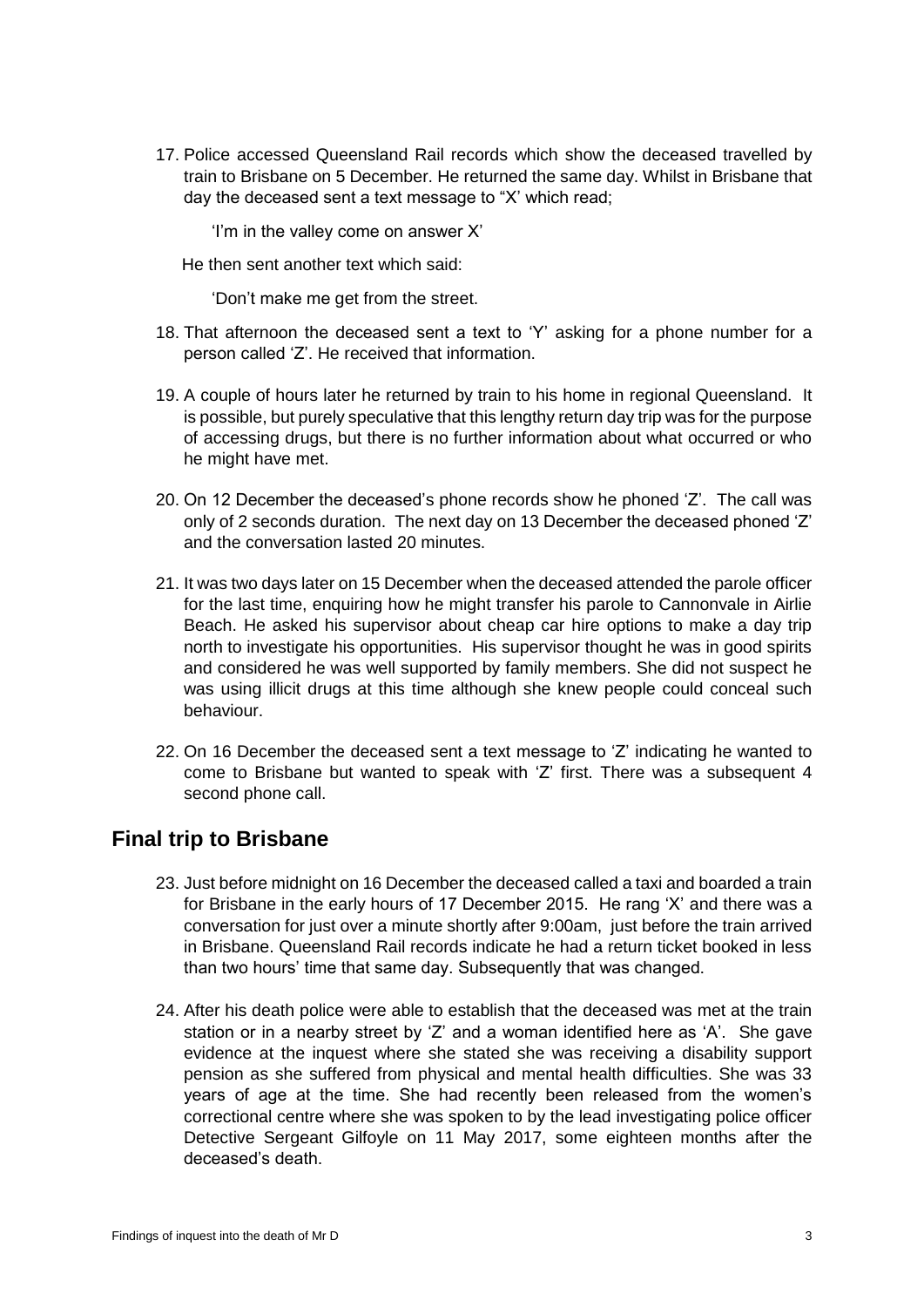17. Police accessed Queensland Rail records which show the deceased travelled by train to Brisbane on 5 December. He returned the same day. Whilst in Brisbane that day the deceased sent a text message to "X" which read;

    'I'm in the valley come on answer X'

    He then sent another text which said:

    'Don't make me get from the street.

18. That afternoon the deceased sent a text to 'Y' asking for a phone number for a person called 'Z'. He received that information.

19. A couple of hours later he returned by train to his home in regional Queensland. It is possible, but purely speculative that this lengthy return day trip was for the purpose of accessing drugs, but there is no further information about what occurred or who he might have met.

20. On 12 December the deceased's phone records show he phoned 'Z'. The call was only of 2 seconds duration. The next day on 13 December the deceased phoned 'Z' and the conversation lasted 20 minutes.

21. It was two days later on 15 December when the deceased attended the parole officer for the last time, enquiring how he might transfer his parole to Cannonvale in Airlie Beach. He asked his supervisor about cheap car hire options to make a day trip north to investigate his opportunities. His supervisor thought he was in good spirits and considered he was well supported by family members. She did not suspect he was using illicit drugs at this time although she knew people could conceal such behaviour.

22. On 16 December the deceased sent a text message to 'Z' indicating he wanted to come to Brisbane but wanted to speak with 'Z' first. There was a subsequent 4 second phone call.

## Final trip to Brisbane

23. Just before midnight on 16 December the deceased called a taxi and boarded a train for Brisbane in the early hours of 17 December 2015. He rang 'X' and there was a conversation for just over a minute shortly after 9:00am, just before the train arrived in Brisbane. Queensland Rail records indicate he had a return ticket booked in less than two hours' time that same day. Subsequently that was changed.

24. After his death police were able to establish that the deceased was met at the train station or in a nearby street by 'Z' and a woman identified here as 'A'. She gave evidence at the inquest where she stated she was receiving a disability support pension as she suffered from physical and mental health difficulties. She was 33 years of age at the time. She had recently been released from the women's correctional centre where she was spoken to by the lead investigating police officer Detective Sergeant Gilfoyle on 11 May 2017, some eighteen months after the deceased's death.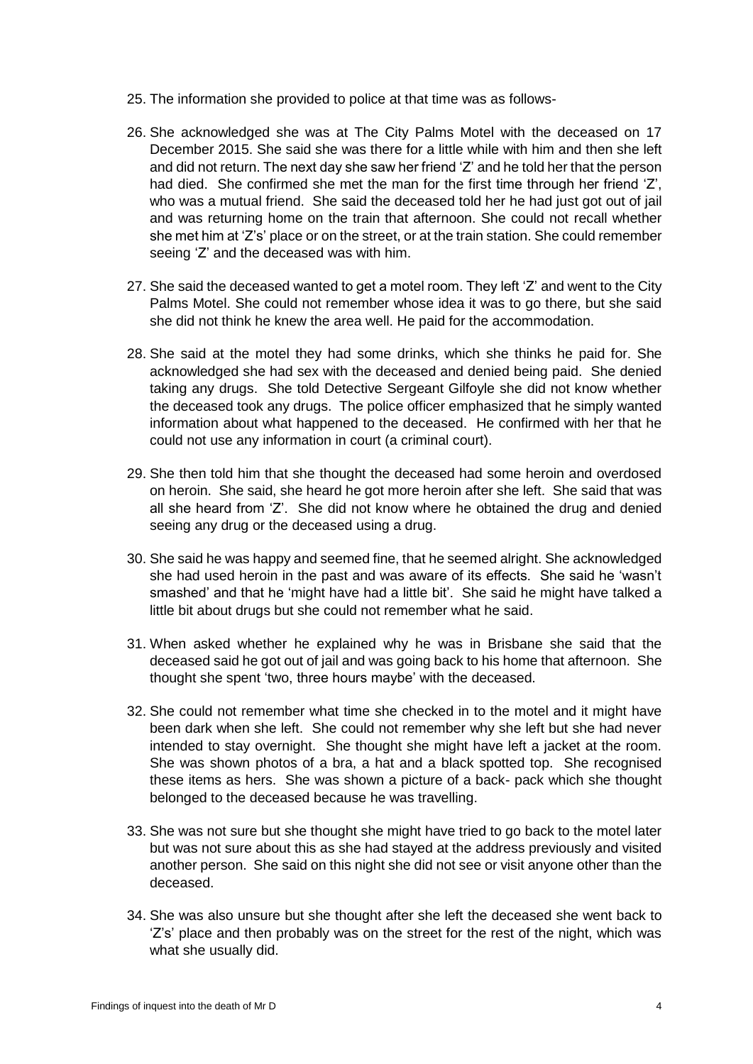25. The information she provided to police at that time was as follows-

26. She acknowledged she was at The City Palms Motel with the deceased on 17 December 2015. She said she was there for a little while with him and then she left and did not return. The next day she saw her friend 'Z' and he told her that the person had died. She confirmed she met the man for the first time through her friend 'Z', who was a mutual friend. She said the deceased told her he had just got out of jail and was returning home on the train that afternoon. She could not recall whether she met him at 'Z's' place or on the street, or at the train station. She could remember seeing 'Z' and the deceased was with him.

27. She said the deceased wanted to get a motel room. They left 'Z' and went to the City Palms Motel. She could not remember whose idea it was to go there, but she said she did not think he knew the area well. He paid for the accommodation.

28. She said at the motel they had some drinks, which she thinks he paid for. She acknowledged she had sex with the deceased and denied being paid. She denied taking any drugs. She told Detective Sergeant Gilfoyle she did not know whether the deceased took any drugs. The police officer emphasized that he simply wanted information about what happened to the deceased. He confirmed with her that he could not use any information in court (a criminal court).

29. She then told him that she thought the deceased had some heroin and overdosed on heroin. She said, she heard he got more heroin after she left. She said that was all she heard from 'Z'. She did not know where he obtained the drug and denied seeing any drug or the deceased using a drug.

30. She said he was happy and seemed fine, that he seemed alright. She acknowledged she had used heroin in the past and was aware of its effects. She said he 'wasn't smashed' and that he 'might have had a little bit'. She said he might have talked a little bit about drugs but she could not remember what he said.

31. When asked whether he explained why he was in Brisbane she said that the deceased said he got out of jail and was going back to his home that afternoon. She thought she spent 'two, three hours maybe' with the deceased.

32. She could not remember what time she checked in to the motel and it might have been dark when she left. She could not remember why she left but she had never intended to stay overnight. She thought she might have left a jacket at the room. She was shown photos of a bra, a hat and a black spotted top. She recognised these items as hers. She was shown a picture of a back- pack which she thought belonged to the deceased because he was travelling.

33. She was not sure but she thought she might have tried to go back to the motel later but was not sure about this as she had stayed at the address previously and visited another person. She said on this night she did not see or visit anyone other than the deceased.

34. She was also unsure but she thought after she left the deceased she went back to 'Z's' place and then probably was on the street for the rest of the night, which was what she usually did.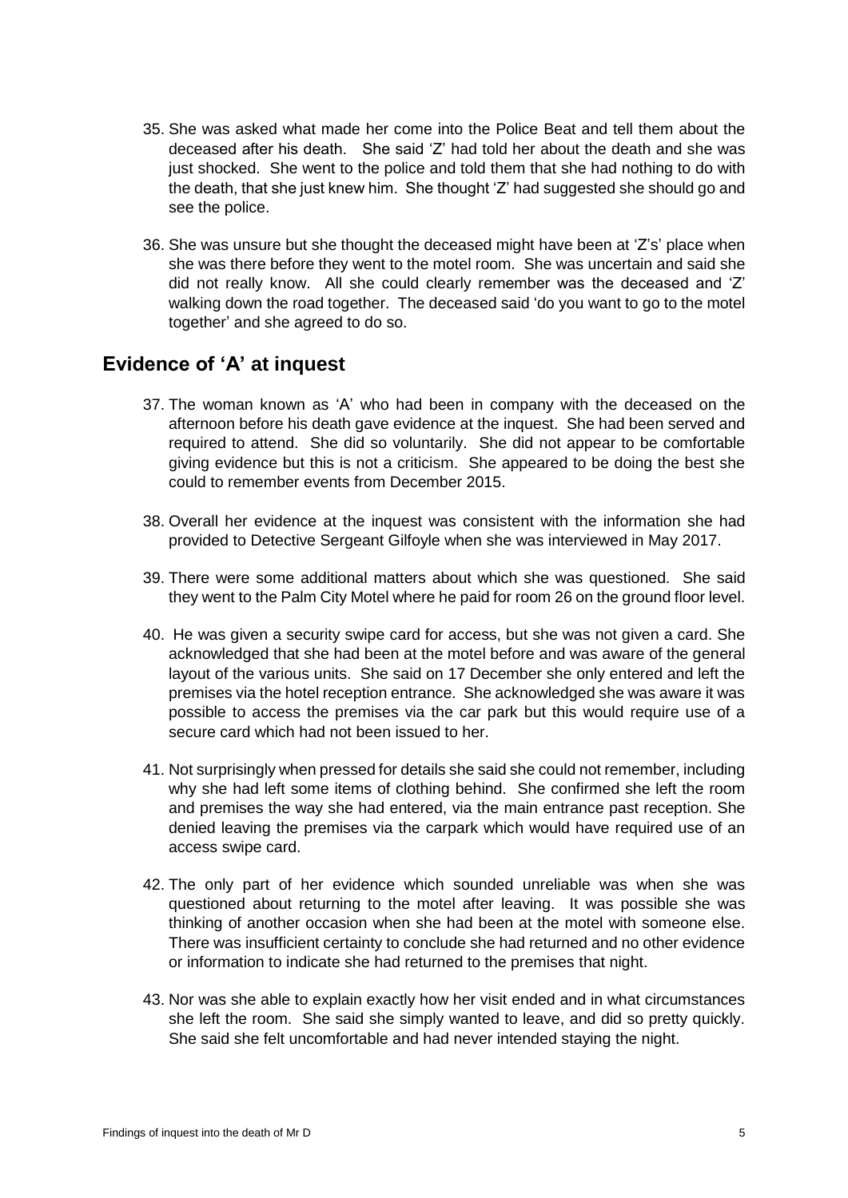35. She was asked what made her come into the Police Beat and tell them about the deceased after his death. She said 'Z' had told her about the death and she was just shocked. She went to the police and told them that she had nothing to do with the death, that she just knew him. She thought 'Z' had suggested she should go and see the police.

36. She was unsure but she thought the deceased might have been at 'Z's' place when she was there before they went to the motel room. She was uncertain and said she did not really know. All she could clearly remember was the deceased and 'Z' walking down the road together. The deceased said 'do you want to go to the motel together' and she agreed to do so.

## Evidence of 'A' at inquest

37. The woman known as 'A' who had been in company with the deceased on the afternoon before his death gave evidence at the inquest. She had been served and required to attend. She did so voluntarily. She did not appear to be comfortable giving evidence but this is not a criticism. She appeared to be doing the best she could to remember events from December 2015.

38. Overall her evidence at the inquest was consistent with the information she had provided to Detective Sergeant Gilfoyle when she was interviewed in May 2017.

39. There were some additional matters about which she was questioned. She said they went to the Palm City Motel where he paid for room 26 on the ground floor level.

40. He was given a security swipe card for access, but she was not given a card. She acknowledged that she had been at the motel before and was aware of the general layout of the various units. She said on 17 December she only entered and left the premises via the hotel reception entrance. She acknowledged she was aware it was possible to access the premises via the car park but this would require use of a secure card which had not been issued to her.

41. Not surprisingly when pressed for details she said she could not remember, including why she had left some items of clothing behind. She confirmed she left the room and premises the way she had entered, via the main entrance past reception. She denied leaving the premises via the carpark which would have required use of an access swipe card.

42. The only part of her evidence which sounded unreliable was when she was questioned about returning to the motel after leaving. It was possible she was thinking of another occasion when she had been at the motel with someone else. There was insufficient certainty to conclude she had returned and no other evidence or information to indicate she had returned to the premises that night.

43. Nor was she able to explain exactly how her visit ended and in what circumstances she left the room. She said she simply wanted to leave, and did so pretty quickly. She said she felt uncomfortable and had never intended staying the night.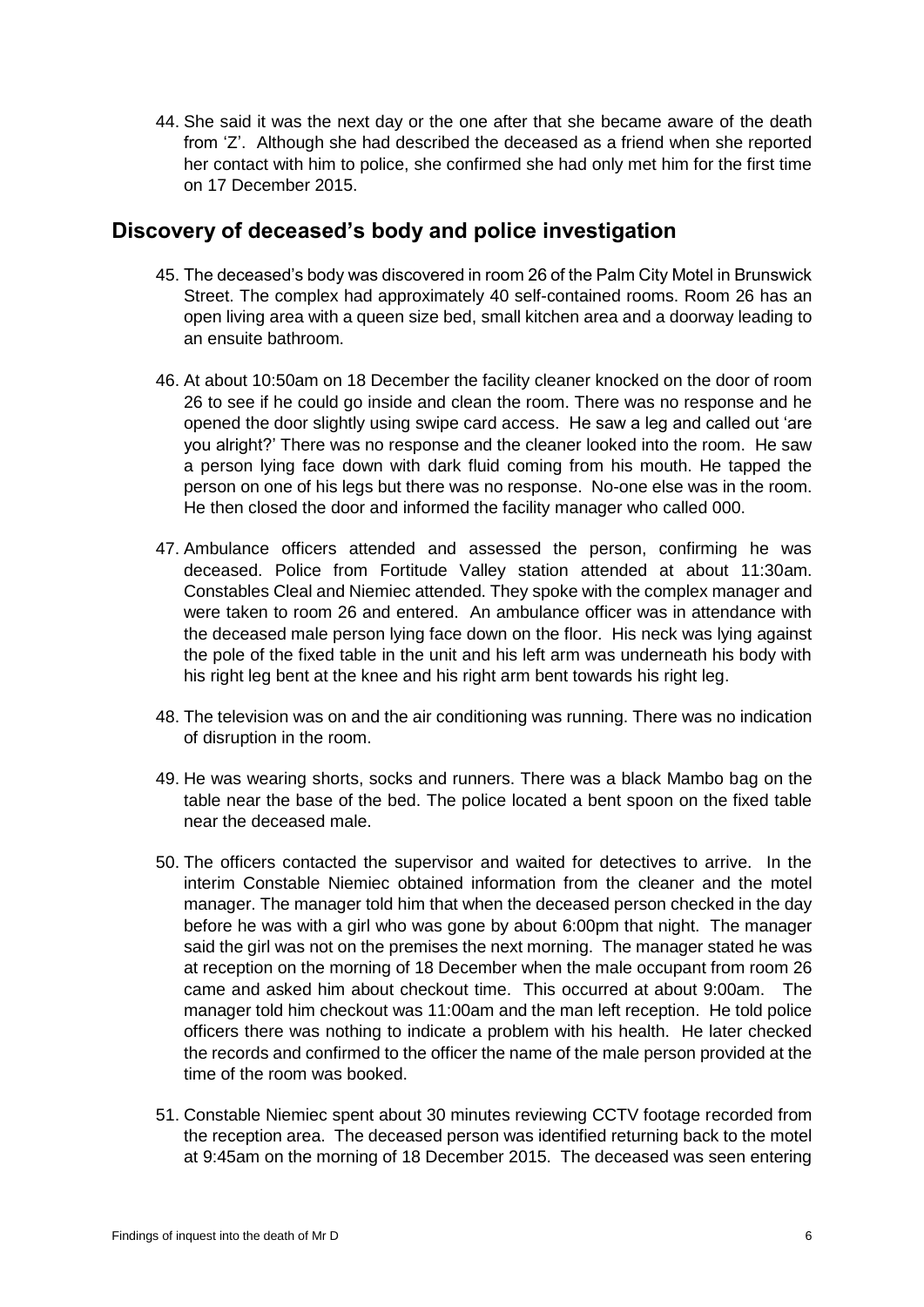44. She said it was the next day or the one after that she became aware of the death from 'Z'. Although she had described the deceased as a friend when she reported her contact with him to police, she confirmed she had only met him for the first time on 17 December 2015.

## Discovery of deceased's body and police investigation

45. The deceased's body was discovered in room 26 of the Palm City Motel in Brunswick Street. The complex had approximately 40 self-contained rooms. Room 26 has an open living area with a queen size bed, small kitchen area and a doorway leading to an ensuite bathroom.

46. At about 10:50am on 18 December the facility cleaner knocked on the door of room 26 to see if he could go inside and clean the room. There was no response and he opened the door slightly using swipe card access. He saw a leg and called out 'are you alright?' There was no response and the cleaner looked into the room. He saw a person lying face down with dark fluid coming from his mouth. He tapped the person on one of his legs but there was no response. No-one else was in the room. He then closed the door and informed the facility manager who called 000.

47. Ambulance officers attended and assessed the person, confirming he was deceased. Police from Fortitude Valley station attended at about 11:30am. Constables Cleal and Niemiec attended. They spoke with the complex manager and were taken to room 26 and entered. An ambulance officer was in attendance with the deceased male person lying face down on the floor. His neck was lying against the pole of the fixed table in the unit and his left arm was underneath his body with his right leg bent at the knee and his right arm bent towards his right leg.

48. The television was on and the air conditioning was running. There was no indication of disruption in the room.

49. He was wearing shorts, socks and runners. There was a black Mambo bag on the table near the base of the bed. The police located a bent spoon on the fixed table near the deceased male.

50. The officers contacted the supervisor and waited for detectives to arrive. In the interim Constable Niemiec obtained information from the cleaner and the motel manager. The manager told him that when the deceased person checked in the day before he was with a girl who was gone by about 6:00pm that night. The manager said the girl was not on the premises the next morning. The manager stated he was at reception on the morning of 18 December when the male occupant from room 26 came and asked him about checkout time. This occurred at about 9:00am. The manager told him checkout was 11:00am and the man left reception. He told police officers there was nothing to indicate a problem with his health. He later checked the records and confirmed to the officer the name of the male person provided at the time of the room was booked.

51. Constable Niemiec spent about 30 minutes reviewing CCTV footage recorded from the reception area. The deceased person was identified returning back to the motel at 9:45am on the morning of 18 December 2015. The deceased was seen entering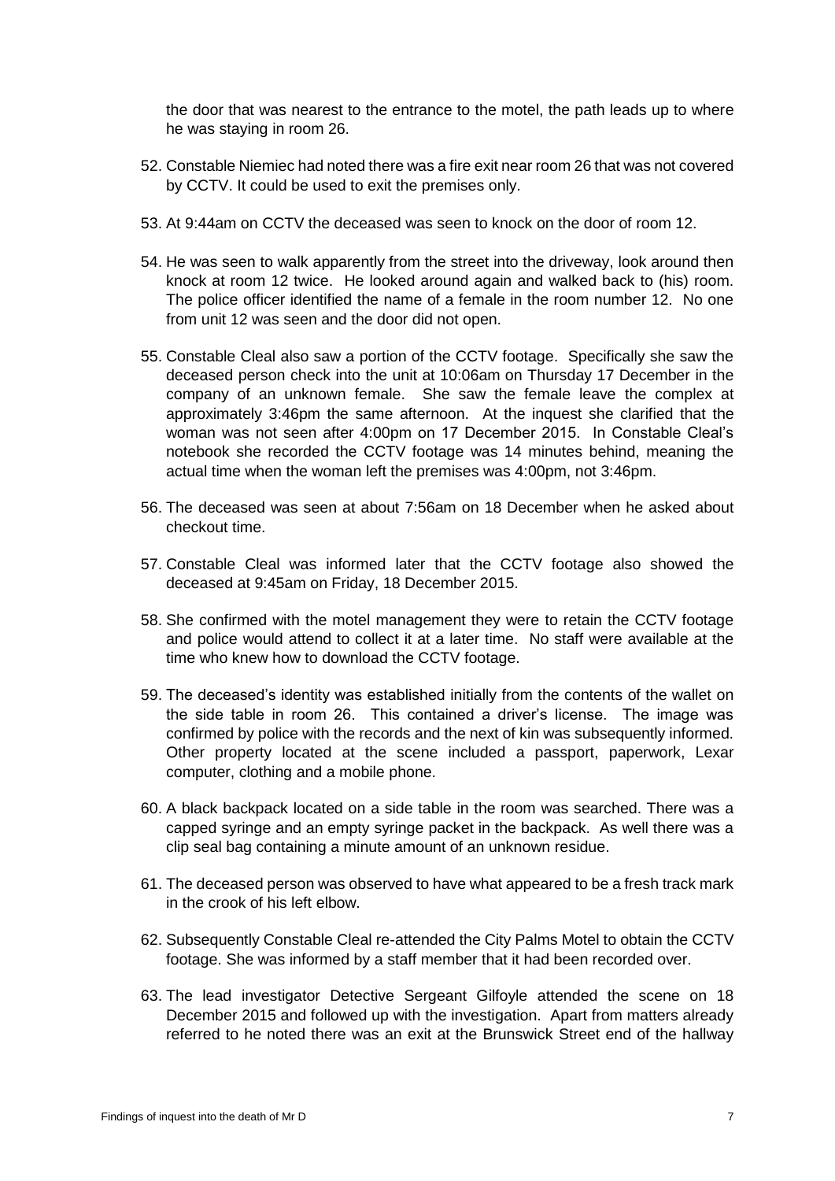the door that was nearest to the entrance to the motel, the path leads up to where he was staying in room 26.

52. Constable Niemiec had noted there was a fire exit near room 26 that was not covered by CCTV. It could be used to exit the premises only.

53. At 9:44am on CCTV the deceased was seen to knock on the door of room 12.

54. He was seen to walk apparently from the street into the driveway, look around then knock at room 12 twice. He looked around again and walked back to (his) room. The police officer identified the name of a female in the room number 12. No one from unit 12 was seen and the door did not open.

55. Constable Cleal also saw a portion of the CCTV footage. Specifically she saw the deceased person check into the unit at 10:06am on Thursday 17 December in the company of an unknown female. She saw the female leave the complex at approximately 3:46pm the same afternoon. At the inquest she clarified that the woman was not seen after 4:00pm on 17 December 2015. In Constable Cleal's notebook she recorded the CCTV footage was 14 minutes behind, meaning the actual time when the woman left the premises was 4:00pm, not 3:46pm.

56. The deceased was seen at about 7:56am on 18 December when he asked about checkout time.

57. Constable Cleal was informed later that the CCTV footage also showed the deceased at 9:45am on Friday, 18 December 2015.

58. She confirmed with the motel management they were to retain the CCTV footage and police would attend to collect it at a later time. No staff were available at the time who knew how to download the CCTV footage.

59. The deceased's identity was established initially from the contents of the wallet on the side table in room 26. This contained a driver's license. The image was confirmed by police with the records and the next of kin was subsequently informed. Other property located at the scene included a passport, paperwork, Lexar computer, clothing and a mobile phone.

60. A black backpack located on a side table in the room was searched. There was a capped syringe and an empty syringe packet in the backpack. As well there was a clip seal bag containing a minute amount of an unknown residue.

61. The deceased person was observed to have what appeared to be a fresh track mark in the crook of his left elbow.

62. Subsequently Constable Cleal re-attended the City Palms Motel to obtain the CCTV footage. She was informed by a staff member that it had been recorded over.

63. The lead investigator Detective Sergeant Gilfoyle attended the scene on 18 December 2015 and followed up with the investigation. Apart from matters already referred to he noted there was an exit at the Brunswick Street end of the hallway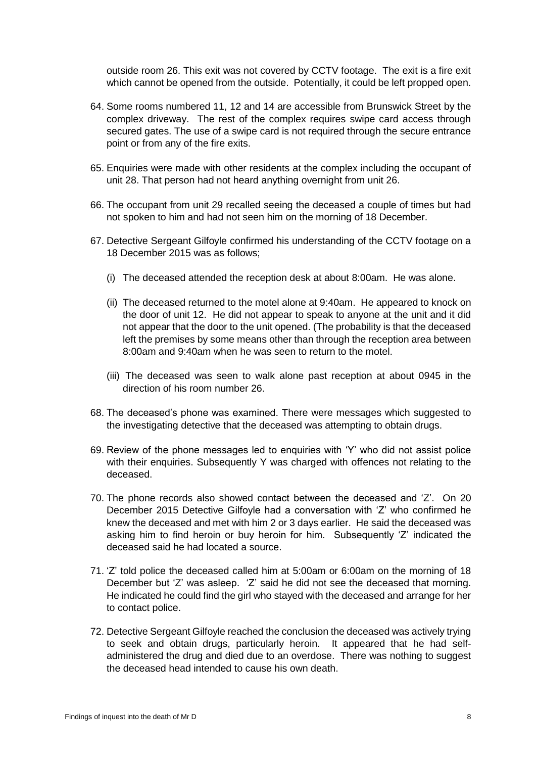outside room 26. This exit was not covered by CCTV footage. The exit is a fire exit which cannot be opened from the outside. Potentially, it could be left propped open.

64. Some rooms numbered 11, 12 and 14 are accessible from Brunswick Street by the complex driveway. The rest of the complex requires swipe card access through secured gates. The use of a swipe card is not required through the secure entrance point or from any of the fire exits.

65. Enquiries were made with other residents at the complex including the occupant of unit 28. That person had not heard anything overnight from unit 26.

66. The occupant from unit 29 recalled seeing the deceased a couple of times but had not spoken to him and had not seen him on the morning of 18 December.

67. Detective Sergeant Gilfoyle confirmed his understanding of the CCTV footage on a 18 December 2015 was as follows;

    (i) The deceased attended the reception desk at about 8:00am. He was alone.

    (ii) The deceased returned to the motel alone at 9:40am. He appeared to knock on the door of unit 12. He did not appear to speak to anyone at the unit and it did not appear that the door to the unit opened. (The probability is that the deceased left the premises by some means other than through the reception area between 8:00am and 9:40am when he was seen to return to the motel.

    (iii) The deceased was seen to walk alone past reception at about 0945 in the direction of his room number 26.

68. The deceased's phone was examined. There were messages which suggested to the investigating detective that the deceased was attempting to obtain drugs.

69. Review of the phone messages led to enquiries with 'Y' who did not assist police with their enquiries. Subsequently Y was charged with offences not relating to the deceased.

70. The phone records also showed contact between the deceased and 'Z'. On 20 December 2015 Detective Gilfoyle had a conversation with 'Z' who confirmed he knew the deceased and met with him 2 or 3 days earlier. He said the deceased was asking him to find heroin or buy heroin for him. Subsequently 'Z' indicated the deceased said he had located a source.

71. 'Z' told police the deceased called him at 5:00am or 6:00am on the morning of 18 December but 'Z' was asleep. 'Z' said he did not see the deceased that morning. He indicated he could find the girl who stayed with the deceased and arrange for her to contact police.

72. Detective Sergeant Gilfoyle reached the conclusion the deceased was actively trying to seek and obtain drugs, particularly heroin. It appeared that he had self-administered the drug and died due to an overdose. There was nothing to suggest the deceased head intended to cause his own death.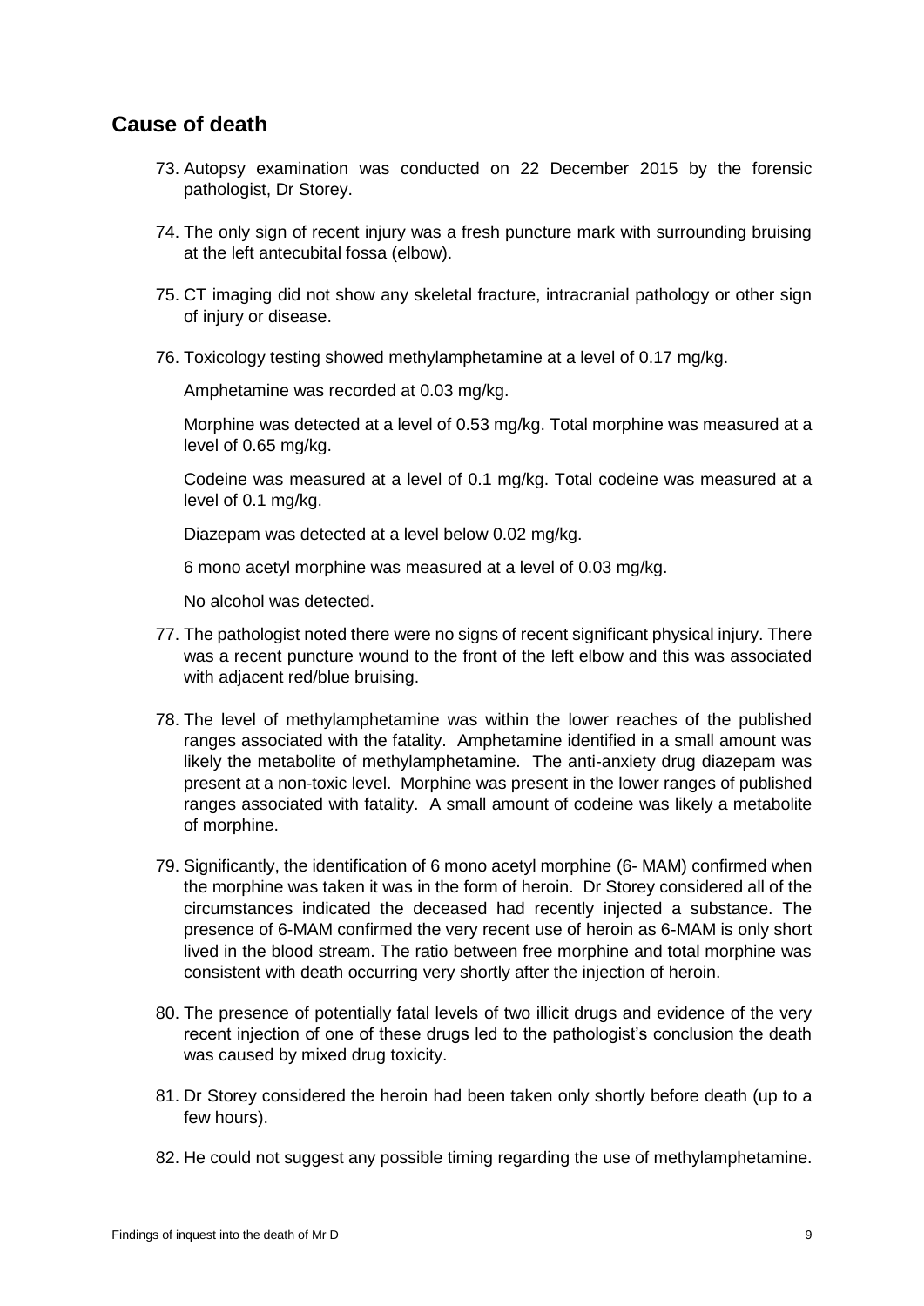## Cause of death

73. Autopsy examination was conducted on 22 December 2015 by the forensic pathologist, Dr Storey.

74. The only sign of recent injury was a fresh puncture mark with surrounding bruising at the left antecubital fossa (elbow).

75. CT imaging did not show any skeletal fracture, intracranial pathology or other sign of injury or disease.

76. Toxicology testing showed methylamphetamine at a level of 0.17 mg/kg.

    Amphetamine was recorded at 0.03 mg/kg.

    Morphine was detected at a level of 0.53 mg/kg. Total morphine was measured at a level of 0.65 mg/kg.

    Codeine was measured at a level of 0.1 mg/kg. Total codeine was measured at a level of 0.1 mg/kg.

    Diazepam was detected at a level below 0.02 mg/kg.

    6 mono acetyl morphine was measured at a level of 0.03 mg/kg.

    No alcohol was detected.

77. The pathologist noted there were no signs of recent significant physical injury. There was a recent puncture wound to the front of the left elbow and this was associated with adjacent red/blue bruising.

78. The level of methylamphetamine was within the lower reaches of the published ranges associated with the fatality. Amphetamine identified in a small amount was likely the metabolite of methylamphetamine. The anti-anxiety drug diazepam was present at a non-toxic level. Morphine was present in the lower ranges of published ranges associated with fatality. A small amount of codeine was likely a metabolite of morphine.

79. Significantly, the identification of 6 mono acetyl morphine (6- MAM) confirmed when the morphine was taken it was in the form of heroin. Dr Storey considered all of the circumstances indicated the deceased had recently injected a substance. The presence of 6-MAM confirmed the very recent use of heroin as 6-MAM is only short lived in the blood stream. The ratio between free morphine and total morphine was consistent with death occurring very shortly after the injection of heroin.

80. The presence of potentially fatal levels of two illicit drugs and evidence of the very recent injection of one of these drugs led to the pathologist's conclusion the death was caused by mixed drug toxicity.

81. Dr Storey considered the heroin had been taken only shortly before death (up to a few hours).

82. He could not suggest any possible timing regarding the use of methylamphetamine.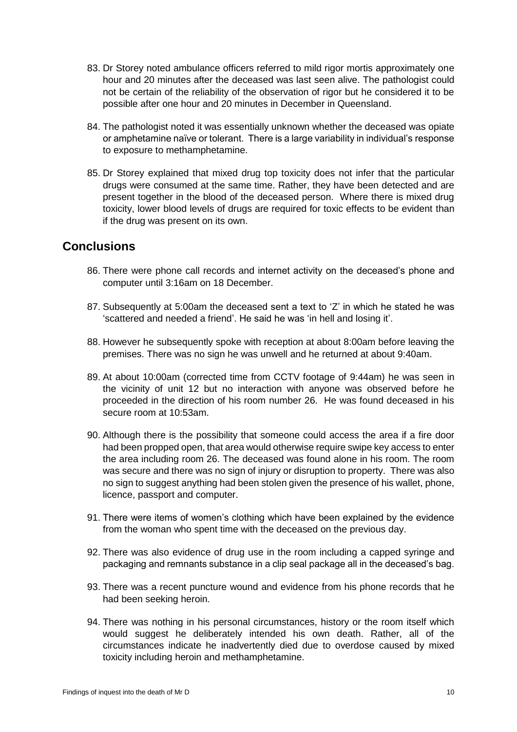83. Dr Storey noted ambulance officers referred to mild rigor mortis approximately one hour and 20 minutes after the deceased was last seen alive. The pathologist could not be certain of the reliability of the observation of rigor but he considered it to be possible after one hour and 20 minutes in December in Queensland.

84. The pathologist noted it was essentially unknown whether the deceased was opiate or amphetamine naïve or tolerant. There is a large variability in individual's response to exposure to methamphetamine.

85. Dr Storey explained that mixed drug top toxicity does not infer that the particular drugs were consumed at the same time. Rather, they have been detected and are present together in the blood of the deceased person. Where there is mixed drug toxicity, lower blood levels of drugs are required for toxic effects to be evident than if the drug was present on its own.

## Conclusions

86. There were phone call records and internet activity on the deceased's phone and computer until 3:16am on 18 December.

87. Subsequently at 5:00am the deceased sent a text to 'Z' in which he stated he was 'scattered and needed a friend'. He said he was 'in hell and losing it'.

88. However he subsequently spoke with reception at about 8:00am before leaving the premises. There was no sign he was unwell and he returned at about 9:40am.

89. At about 10:00am (corrected time from CCTV footage of 9:44am) he was seen in the vicinity of unit 12 but no interaction with anyone was observed before he proceeded in the direction of his room number 26. He was found deceased in his secure room at 10:53am.

90. Although there is the possibility that someone could access the area if a fire door had been propped open, that area would otherwise require swipe key access to enter the area including room 26. The deceased was found alone in his room. The room was secure and there was no sign of injury or disruption to property. There was also no sign to suggest anything had been stolen given the presence of his wallet, phone, licence, passport and computer.

91. There were items of women's clothing which have been explained by the evidence from the woman who spent time with the deceased on the previous day.

92. There was also evidence of drug use in the room including a capped syringe and packaging and remnants substance in a clip seal package all in the deceased's bag.

93. There was a recent puncture wound and evidence from his phone records that he had been seeking heroin.

94. There was nothing in his personal circumstances, history or the room itself which would suggest he deliberately intended his own death. Rather, all of the circumstances indicate he inadvertently died due to overdose caused by mixed toxicity including heroin and methamphetamine.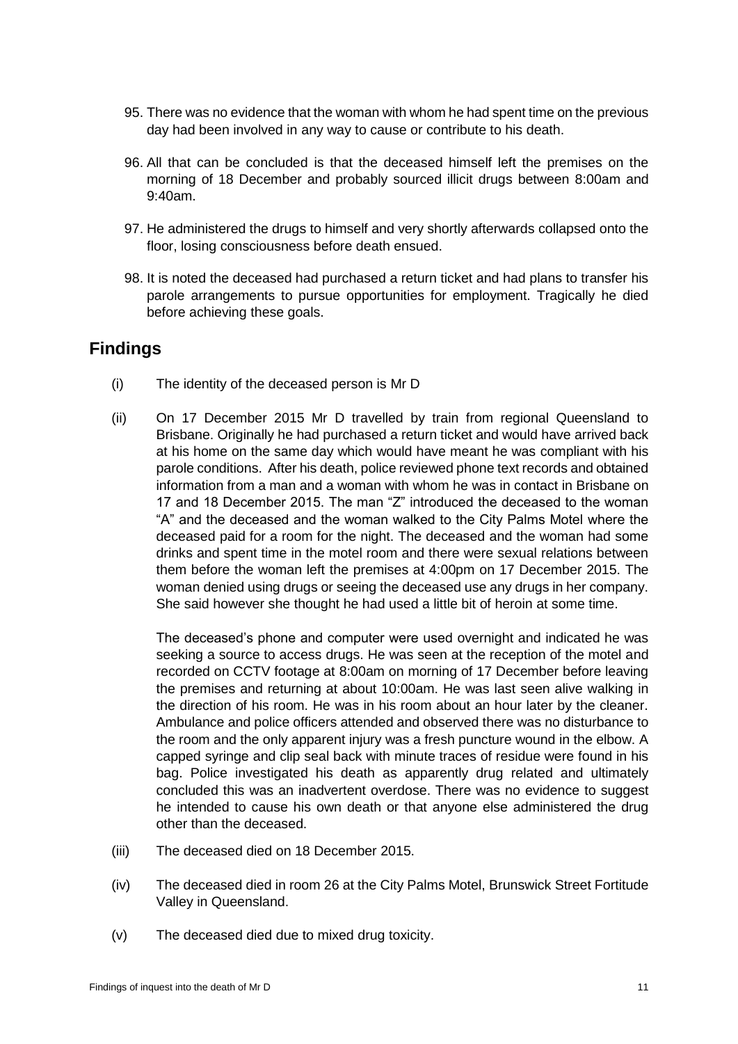95. There was no evidence that the woman with whom he had spent time on the previous day had been involved in any way to cause or contribute to his death.

96. All that can be concluded is that the deceased himself left the premises on the morning of 18 December and probably sourced illicit drugs between 8:00am and 9:40am.

97. He administered the drugs to himself and very shortly afterwards collapsed onto the floor, losing consciousness before death ensued.

98. It is noted the deceased had purchased a return ticket and had plans to transfer his parole arrangements to pursue opportunities for employment. Tragically he died before achieving these goals.

## Findings

(i) The identity of the deceased person is Mr D

(ii) On 17 December 2015 Mr D travelled by train from regional Queensland to Brisbane. Originally he had purchased a return ticket and would have arrived back at his home on the same day which would have meant he was compliant with his parole conditions. After his death, police reviewed phone text records and obtained information from a man and a woman with whom he was in contact in Brisbane on 17 and 18 December 2015. The man "Z" introduced the deceased to the woman "A" and the deceased and the woman walked to the City Palms Motel where the deceased paid for a room for the night. The deceased and the woman had some drinks and spent time in the motel room and there were sexual relations between them before the woman left the premises at 4:00pm on 17 December 2015. The woman denied using drugs or seeing the deceased use any drugs in her company. She said however she thought he had used a little bit of heroin at some time.

The deceased's phone and computer were used overnight and indicated he was seeking a source to access drugs. He was seen at the reception of the motel and recorded on CCTV footage at 8:00am on morning of 17 December before leaving the premises and returning at about 10:00am. He was last seen alive walking in the direction of his room. He was in his room about an hour later by the cleaner. Ambulance and police officers attended and observed there was no disturbance to the room and the only apparent injury was a fresh puncture wound in the elbow. A capped syringe and clip seal back with minute traces of residue were found in his bag. Police investigated his death as apparently drug related and ultimately concluded this was an inadvertent overdose. There was no evidence to suggest he intended to cause his own death or that anyone else administered the drug other than the deceased.

(iii) The deceased died on 18 December 2015.

(iv) The deceased died in room 26 at the City Palms Motel, Brunswick Street Fortitude Valley in Queensland.

(v) The deceased died due to mixed drug toxicity.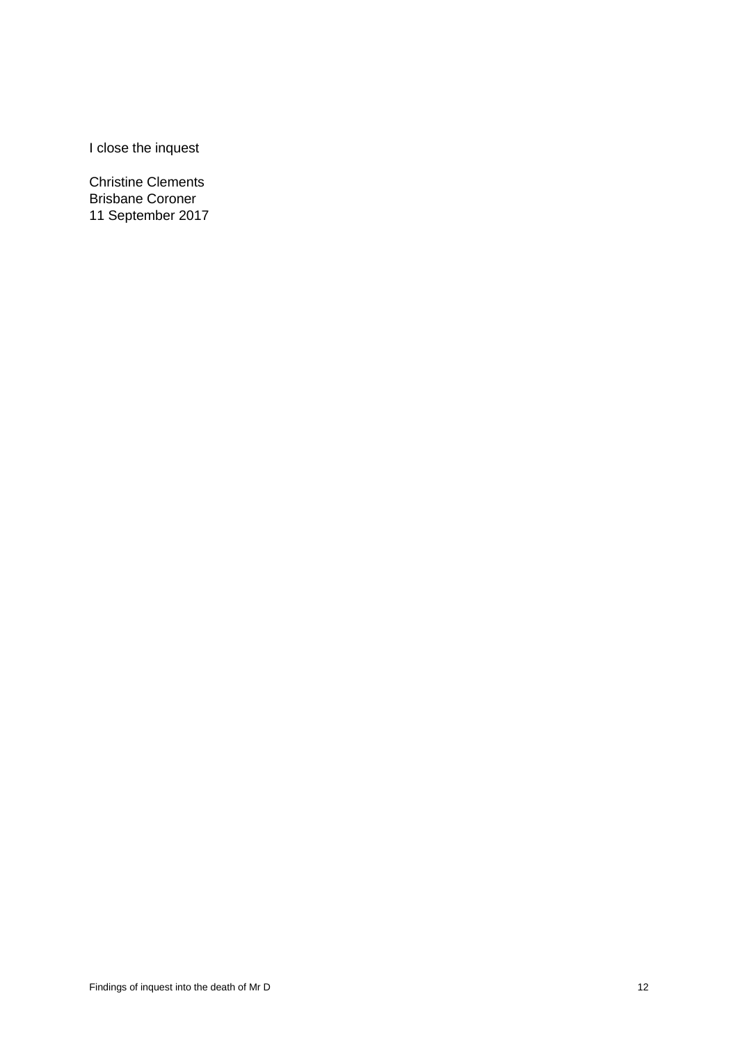I close the inquest

Christine Clements
Brisbane Coroner
11 September 2017